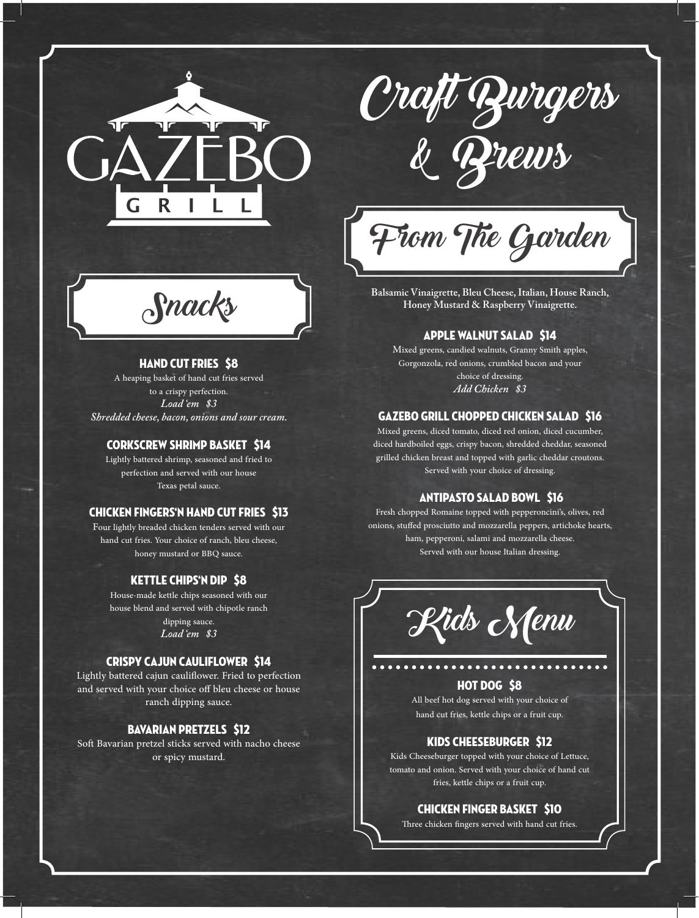# GAZEBO GRILL

# Craft Burgers & Brews

## Snacks

### HAND CUT FRIES $8

A heaping basket of hand cut fries served to a crispy perfection.
*Load 'em $3*
*Shredded cheese, bacon, onions and sour cream.*

### CORKSCREW SHRIMP BASKET $14

Lightly battered shrimp, seasoned and fried to perfection and served with our house Texas petal sauce.

### CHICKEN FINGERS'N HAND CUT FRIES $13

Four lightly breaded chicken tenders served with our hand cut fries. Your choice of ranch, bleu cheese, honey mustard or BBQ sauce.

### KETTLE CHIPS'N DIP $8

House-made kettle chips seasoned with our house blend and served with chipotle ranch dipping sauce.
*Load 'em $3*

### CRISPY CAJUN CAULIFLOWER $14

Lightly battered cajun cauliflower. Fried to perfection and served with your choice off bleu cheese or house ranch dipping sauce.

### BAVARIAN PRETZELS $12

Soft Bavarian pretzel sticks served with nacho cheese or spicy mustard.

## From The Garden

**Balsamic Vinaigrette, Bleu Cheese, Italian, House Ranch, Honey Mustard & Raspberry Vinaigrette.**

### APPLE WALNUT SALAD $14

Mixed greens, candied walnuts, Granny Smith apples, Gorgonzola, red onions, crumbled bacon and your choice of dressing.
*Add Chicken $3*

### GAZEBO GRILL CHOPPED CHICKEN SALAD $16

Mixed greens, diced tomato, diced red onion, diced cucumber, diced hardboiled eggs, crispy bacon, shredded cheddar, seasoned grilled chicken breast and topped with garlic cheddar croutons. Served with your choice of dressing.

### ANTIPASTO SALAD BOWL $16

Fresh chopped Romaine topped with pepperoncini's, olives, red onions, stuffed prosciutto and mozzarella peppers, artichoke hearts, ham, pepperoni, salami and mozzarella cheese. Served with our house Italian dressing.

## Kids Menu

### HOT DOG $8

All beef hot dog served with your choice of hand cut fries, kettle chips or a fruit cup.

### KIDS CHEESEBURGER $12

Kids Cheeseburger topped with your choice of Lettuce, tomato and onion. Served with your choice of hand cut fries, kettle chips or a fruit cup.

### CHICKEN FINGER BASKET $10

Three chicken fingers served with hand cut fries.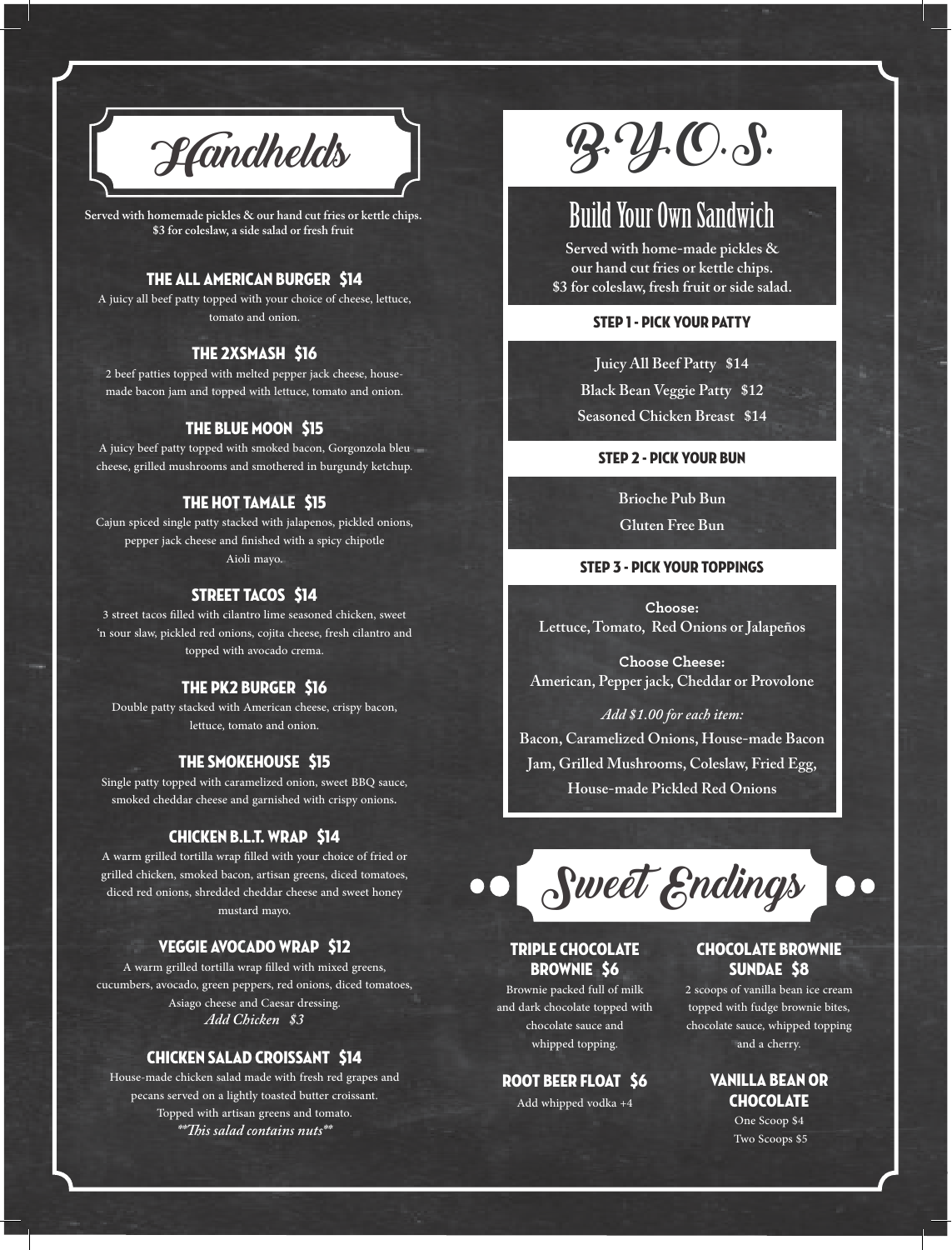# Handhelds

**Served with homemade pickles & our hand cut fries or kettle chips. $3 for coleslaw, a side salad or fresh fruit**

### THE ALL AMERICAN BURGER $14

A juicy all beef patty topped with your choice of cheese, lettuce, tomato and onion.

### THE 2XSMASH $16

2 beef patties topped with melted pepper jack cheese, house-made bacon jam and topped with lettuce, tomato and onion.

### THE BLUE MOON $15

A juicy beef patty topped with smoked bacon, Gorgonzola bleu cheese, grilled mushrooms and smothered in burgundy ketchup.

### THE HOT TAMALE $15

Cajun spiced single patty stacked with jalapenos, pickled onions, pepper jack cheese and finished with a spicy chipotle Aioli mayo.

### STREET TACOS $14

3 street tacos filled with cilantro lime seasoned chicken, sweet 'n sour slaw, pickled red onions, cojita cheese, fresh cilantro and topped with avocado crema.

### THE PK2 BURGER $16

Double patty stacked with American cheese, crispy bacon, lettuce, tomato and onion.

### THE SMOKEHOUSE $15

Single patty topped with caramelized onion, sweet BBQ sauce, smoked cheddar cheese and garnished with crispy onions.

### CHICKEN B.L.T. WRAP $14

A warm grilled tortilla wrap filled with your choice of fried or grilled chicken, smoked bacon, artisan greens, diced tomatoes, diced red onions, shredded cheddar cheese and sweet honey mustard mayo.

### VEGGIE AVOCADO WRAP $12

A warm grilled tortilla wrap filled with mixed greens, cucumbers, avocado, green peppers, red onions, diced tomatoes, Asiago cheese and Caesar dressing.

*Add Chicken $3*

### CHICKEN SALAD CROISSANT $14

House-made chicken salad made with fresh red grapes and pecans served on a lightly toasted butter croissant. Topped with artisan greens and tomato.

***This salad contains nuts***

# B.Y.O.S.

## Build Your Own Sandwich

**Served with home-made pickles & our hand cut fries or kettle chips. $3 for coleslaw, fresh fruit or side salad.**

### STEP 1 - PICK YOUR PATTY

Juicy All Beef Patty $14

Black Bean Veggie Patty $12

Seasoned Chicken Breast $14

### STEP 2 - PICK YOUR BUN

Brioche Pub Bun

Gluten Free Bun

### STEP 3 - PICK YOUR TOPPINGS

**Choose:**
Lettuce, Tomato, Red Onions or Jalapeños

**Choose Cheese:**
American, Pepper jack, Cheddar or Provolone

*Add $1.00 for each item:*

Bacon, Caramelized Onions, House-made Bacon Jam, Grilled Mushrooms, Coleslaw, Fried Egg, House-made Pickled Red Onions

# Sweet Endings

### TRIPLE CHOCOLATE BROWNIE $6

Brownie packed full of milk and dark chocolate topped with chocolate sauce and whipped topping.

### ROOT BEER FLOAT $6

Add whipped vodka +4

### CHOCOLATE BROWNIE SUNDAE $8

2 scoops of vanilla bean ice cream topped with fudge brownie bites, chocolate sauce, whipped topping and a cherry.

### VANILLA BEAN OR CHOCOLATE

One Scoop $4

Two Scoops $5